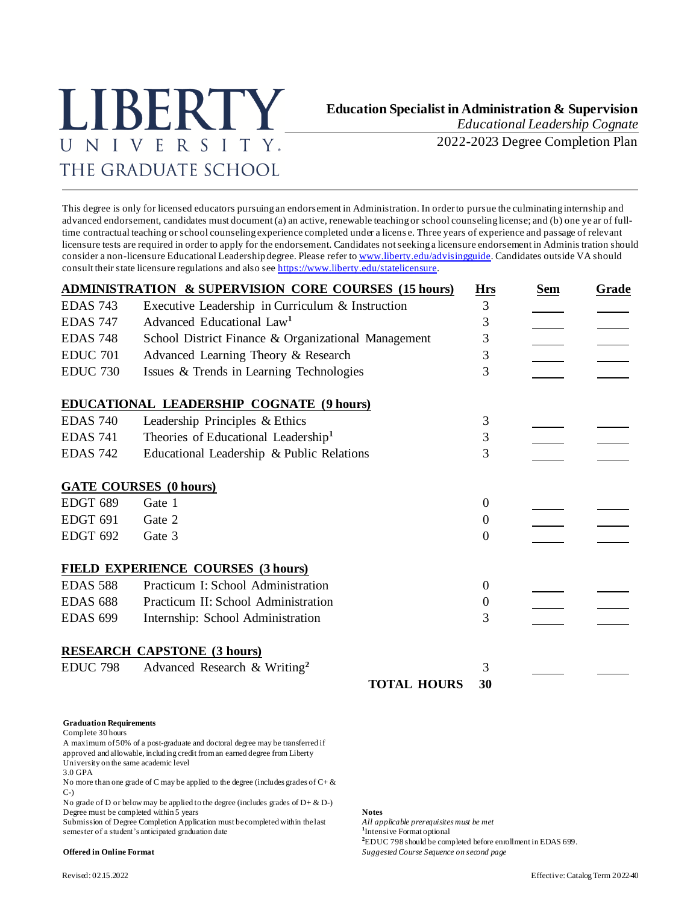# LIBERTY UNIVERSITY. THE GRADUATE SCHOOL

## Education Specialist in Administration & Supervision

*Educational Leadership Cognate*

2022-2023 Degree Completion Plan

This degree is only for licensed educators pursuing an endorsement in Administration. In order to pursue the culminating internship and advanced endorsement, candidates must document (a) an active, renewable teaching or school counseling license; and (b) one year of full-time contractual teaching or school counseling experience completed under a license. Three years of experience and passage of relevant licensure tests are required in order to apply for the endorsement. Candidates not seeking a licensure endorsement in Administration should consider a non-licensure Educational Leadership degree. Please refer to www.liberty.edu/advisingguide. Candidates outside VA should consult their state licensure regulations and also see https://www.liberty.edu/statelicensure.

| ADMINISTRATION & SUPERVISION CORE COURSES (15 hours) | | Hrs | Sem | Grade |
|---|---|---|---|---|
| EDAS 743 | Executive Leadership in Curriculum & Instruction | 3 | | |
| EDAS 747 | Advanced Educational Law[1] | 3 | | |
| EDAS 748 | School District Finance & Organizational Management | 3 | | |
| EDUC 701 | Advanced Learning Theory & Research | 3 | | |
| EDUC 730 | Issues & Trends in Learning Technologies | 3 | | |
| **EDUCATIONAL LEADERSHIP COGNATE (9 hours)** | | | | |
| EDAS 740 | Leadership Principles & Ethics | 3 | | |
| EDAS 741 | Theories of Educational Leadership[1] | 3 | | |
| EDAS 742 | Educational Leadership & Public Relations | 3 | | |
| **GATE COURSES (0 hours)** | | | | |
| EDGT 689 | Gate 1 | 0 | | |
| EDGT 691 | Gate 2 | 0 | | |
| EDGT 692 | Gate 3 | 0 | | |
| **FIELD EXPERIENCE COURSES (3 hours)** | | | | |
| EDAS 588 | Practicum I: School Administration | 0 | | |
| EDAS 688 | Practicum II: School Administration | 0 | | |
| EDAS 699 | Internship: School Administration | 3 | | |
| **RESEARCH CAPSTONE (3 hours)** | | | | |
| EDUC 798 | Advanced Research & Writing[2] | 3 | | |
| | **TOTAL HOURS** | **30** | | |

**Graduation Requirements**

Complete 30 hours

A maximum of 50% of a post-graduate and doctoral degree may be transferred if approved and allowable, including credit from an earned degree from Liberty University on the same academic level

3.0 GPA

No more than one grade of C may be applied to the degree (includes grades of C+ & C-)

No grade of D or below may be applied to the degree (includes grades of D+ & D-)

Degree must be completed within 5 years

Submission of Degree Completion Application must be completed within the last semester of a student's anticipated graduation date

**Offered in Online Format**

**Notes**

*All applicable prerequisites must be met*

[1]Intensive Format optional

[2]EDUC 798 should be completed before enrollment in EDAS 699.

*Suggested Course Sequence on second page*

Revised: 02.15.2022

Effective: Catalog Term 2022-40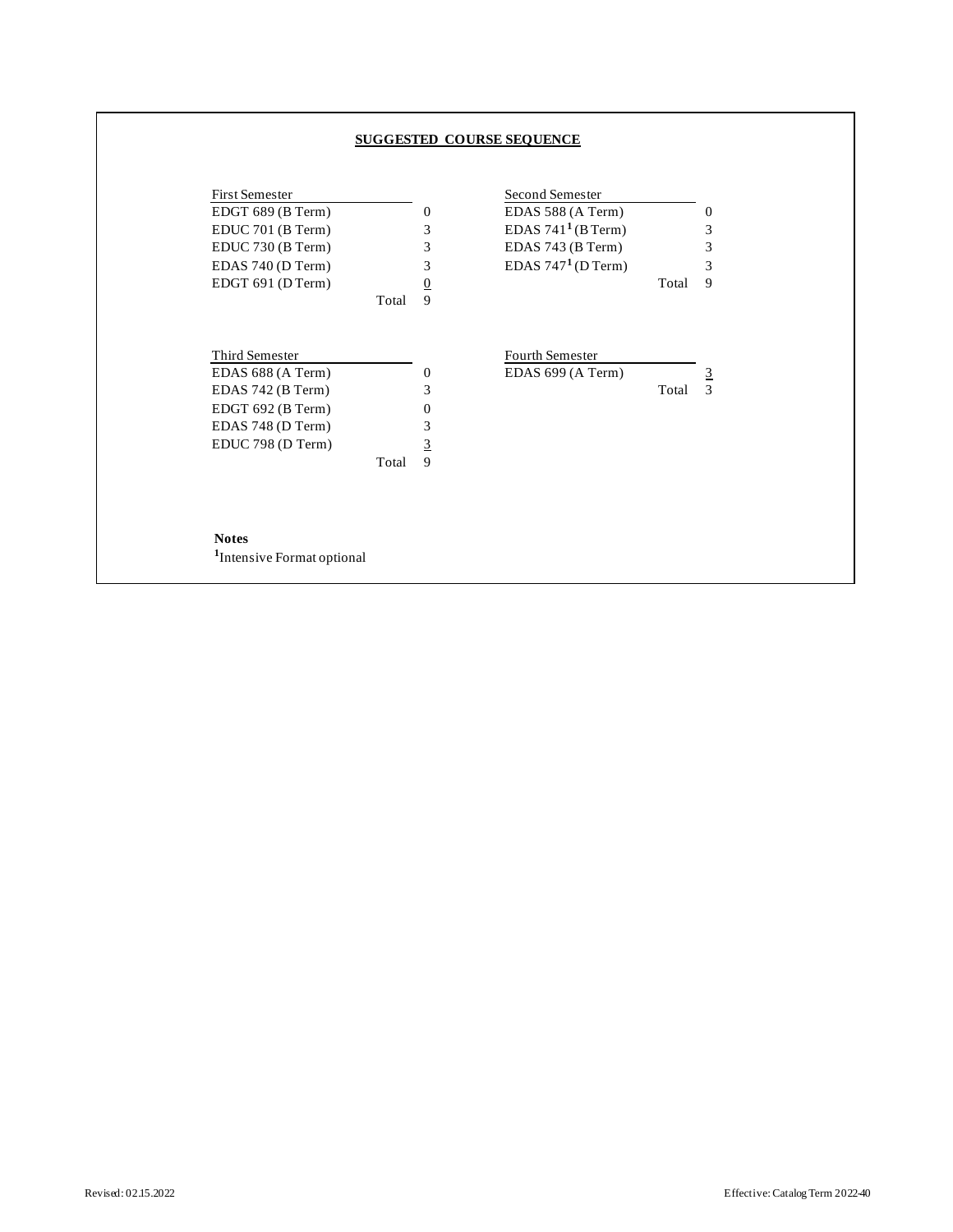## SUGGESTED COURSE SEQUENCE

| First Semester | |
|---|---|
| EDGT 689 (B Term) | 0 |
| EDUC 701 (B Term) | 3 |
| EDUC 730 (B Term) | 3 |
| EDAS 740 (D Term) | 3 |
| EDGT 691 (D Term) | 0 |
| Total | 9 |

| Second Semester | |
|---|---|
| EDAS 588 (A Term) | 0 |
| EDAS 741[1] (B Term) | 3 |
| EDAS 743 (B Term) | 3 |
| EDAS 747[1] (D Term) | 3 |
| Total | 9 |

| Third Semester | |
|---|---|
| EDAS 688 (A Term) | 0 |
| EDAS 742 (B Term) | 3 |
| EDGT 692 (B Term) | 0 |
| EDAS 748 (D Term) | 3 |
| EDUC 798 (D Term) | 3 |
| Total | 9 |

| Fourth Semester | |
|---|---|
| EDAS 699 (A Term) | 3 |
| Total | 3 |

**Notes**

[1]Intensive Format optional

Revised: 02.15.2022

Effective: Catalog Term 2022-40